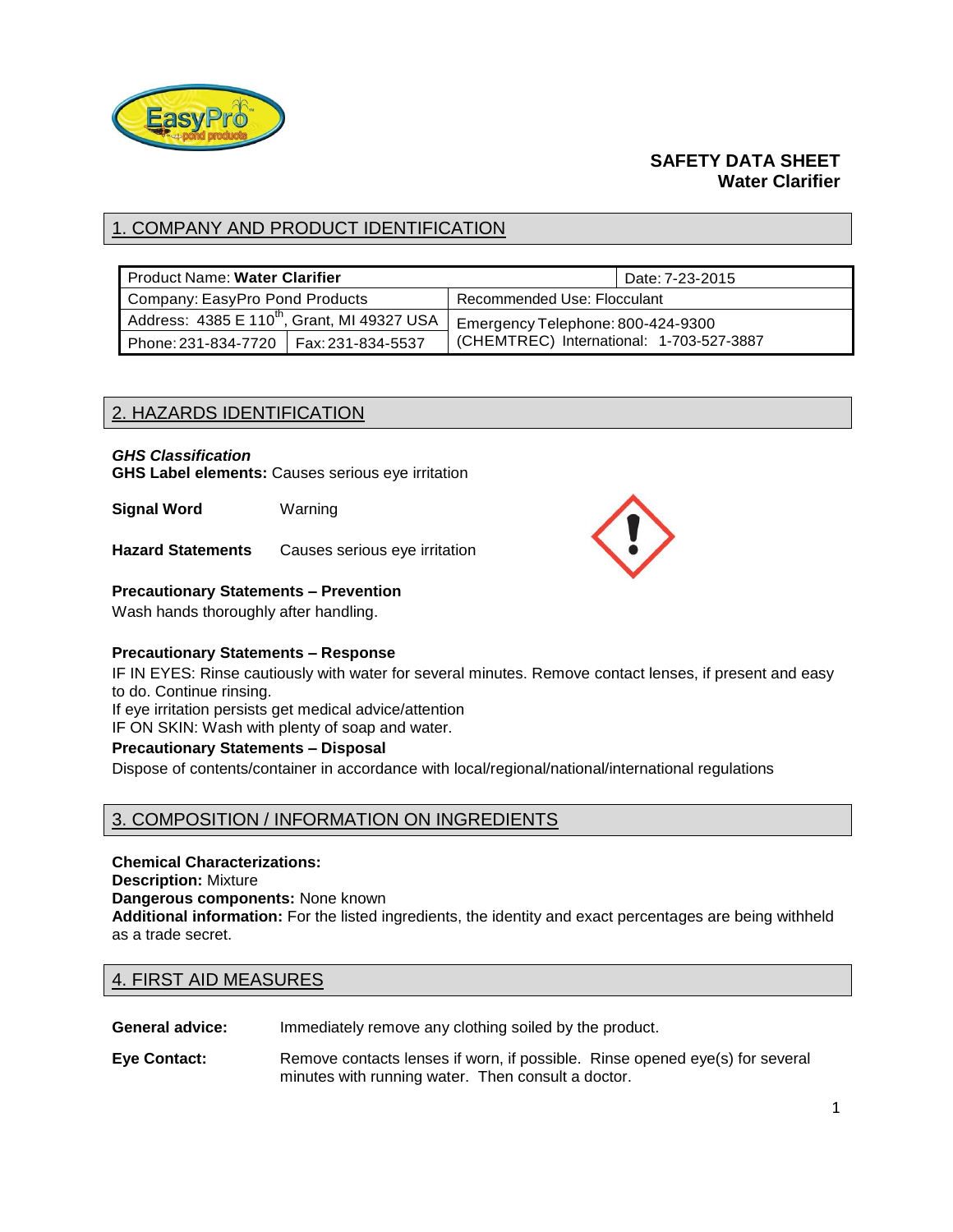# SAFETY DATA SHEET
# Water Clarifier

## 1. COMPANY AND PRODUCT IDENTIFICATION

| Product Name: **Water Clarifier** | | | Date: 7-23-2015 |
|---|---|---|---|
| Company: EasyPro Pond Products | | Recommended Use: Flocculant | |
| Address: 4385 E 110th, Grant, MI 49327 USA | | Emergency Telephone: 800-424-9300 (CHEMTREC) International: 1-703-527-3887 | |
| Phone: 231-834-7720 | Fax: 231-834-5537 | | |

## 2. HAZARDS IDENTIFICATION

***GHS Classification***
**GHS Label elements:** Causes serious eye irritation

**Signal Word** Warning

**Hazard Statements** Causes serious eye irritation

**Precautionary Statements – Prevention**
Wash hands thoroughly after handling.

**Precautionary Statements – Response**
IF IN EYES: Rinse cautiously with water for several minutes. Remove contact lenses, if present and easy to do. Continue rinsing.
If eye irritation persists get medical advice/attention
IF ON SKIN: Wash with plenty of soap and water.

**Precautionary Statements – Disposal**
Dispose of contents/container in accordance with local/regional/national/international regulations

## 3. COMPOSITION / INFORMATION ON INGREDIENTS

**Chemical Characterizations:**
**Description:** Mixture
**Dangerous components:** None known
**Additional information:** For the listed ingredients, the identity and exact percentages are being withheld as a trade secret.

## 4. FIRST AID MEASURES

**General advice:** Immediately remove any clothing soiled by the product.

**Eye Contact:** Remove contacts lenses if worn, if possible. Rinse opened eye(s) for several minutes with running water. Then consult a doctor.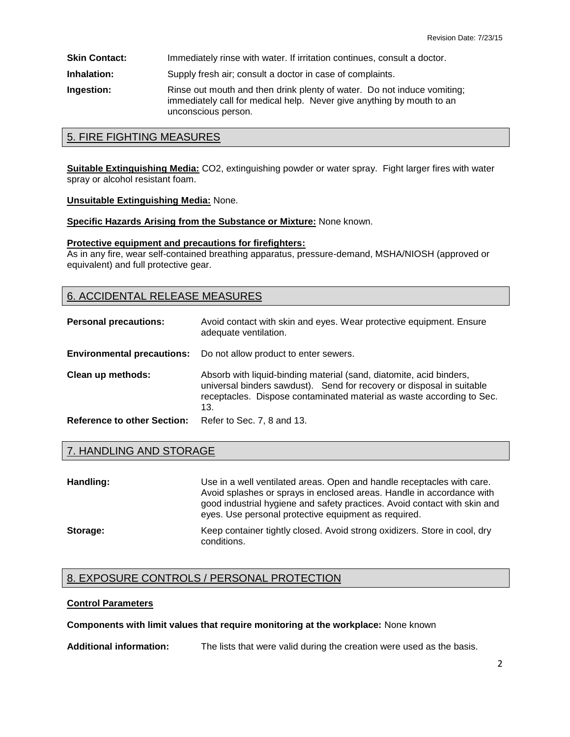**Skin Contact:** Immediately rinse with water. If irritation continues, consult a doctor.

**Inhalation:** Supply fresh air; consult a doctor in case of complaints.

**Ingestion:** Rinse out mouth and then drink plenty of water. Do not induce vomiting; immediately call for medical help. Never give anything by mouth to an unconscious person.

## 5. FIRE FIGHTING MEASURES

**Suitable Extinguishing Media:** $CO_2$, extinguishing powder or water spray. Fight larger fires with water spray or alcohol resistant foam.

**Unsuitable Extinguishing Media:** None.

**Specific Hazards Arising from the Substance or Mixture:** None known.

**Protective equipment and precautions for firefighters:**
As in any fire, wear self-contained breathing apparatus, pressure-demand, MSHA/NIOSH (approved or equivalent) and full protective gear.

## 6. ACCIDENTAL RELEASE MEASURES

**Personal precautions:** Avoid contact with skin and eyes. Wear protective equipment. Ensure adequate ventilation.

**Environmental precautions:** Do not allow product to enter sewers.

**Clean up methods:** Absorb with liquid-binding material (sand, diatomite, acid binders, universal binders sawdust). Send for recovery or disposal in suitable receptacles. Dispose contaminated material as waste according to Sec. 13.

**Reference to other Section:** Refer to Sec. 7, 8 and 13.

## 7. HANDLING AND STORAGE

**Handling:** Use in a well ventilated areas. Open and handle receptacles with care. Avoid splashes or sprays in enclosed areas. Handle in accordance with good industrial hygiene and safety practices. Avoid contact with skin and eyes. Use personal protective equipment as required.

**Storage:** Keep container tightly closed. Avoid strong oxidizers. Store in cool, dry conditions.

## 8. EXPOSURE CONTROLS / PERSONAL PROTECTION

**Control Parameters**

**Components with limit values that require monitoring at the workplace:** None known

**Additional information:** The lists that were valid during the creation were used as the basis.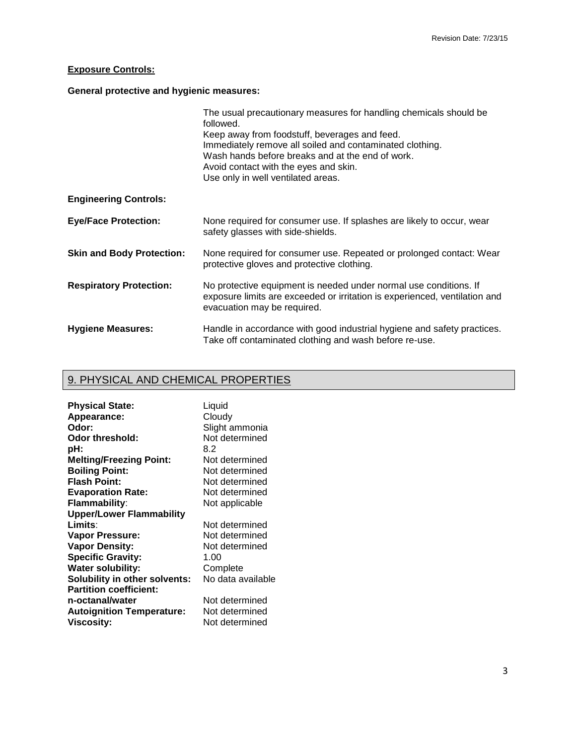**Exposure Controls:**

**General protective and hygienic measures:**

The usual precautionary measures for handling chemicals should be followed.
Keep away from foodstuff, beverages and feed.
Immediately remove all soiled and contaminated clothing.
Wash hands before breaks and at the end of work.
Avoid contact with the eyes and skin.
Use only in well ventilated areas.

**Engineering Controls:**

**Eye/Face Protection:** None required for consumer use. If splashes are likely to occur, wear safety glasses with side-shields.

**Skin and Body Protection:** None required for consumer use. Repeated or prolonged contact: Wear protective gloves and protective clothing.

**Respiratory Protection:** No protective equipment is needed under normal use conditions. If exposure limits are exceeded or irritation is experienced, ventilation and evacuation may be required.

**Hygiene Measures:** Handle in accordance with good industrial hygiene and safety practices. Take off contaminated clothing and wash before re-use.

## 9. PHYSICAL AND CHEMICAL PROPERTIES

| | |
|---|---|
| **Physical State:** | Liquid |
| **Appearance:** | Cloudy |
| **Odor:** | Slight ammonia |
| **Odor threshold:** | Not determined |
| **pH:** | 8.2 |
| **Melting/Freezing Point:** | Not determined |
| **Boiling Point:** | Not determined |
| **Flash Point:** | Not determined |
| **Evaporation Rate:** | Not determined |
| **Flammability**: | Not applicable |
| **Upper/Lower Flammability Limits**: | Not determined |
| **Vapor Pressure:** | Not determined |
| **Vapor Density:** | Not determined |
| **Specific Gravity:** | 1.00 |
| **Water solubility:** | Complete |
| **Solubility in other solvents:** | No data available |
| **Partition coefficient: n-octanal/water** | Not determined |
| **Autoignition Temperature:** | Not determined |
| **Viscosity:** | Not determined |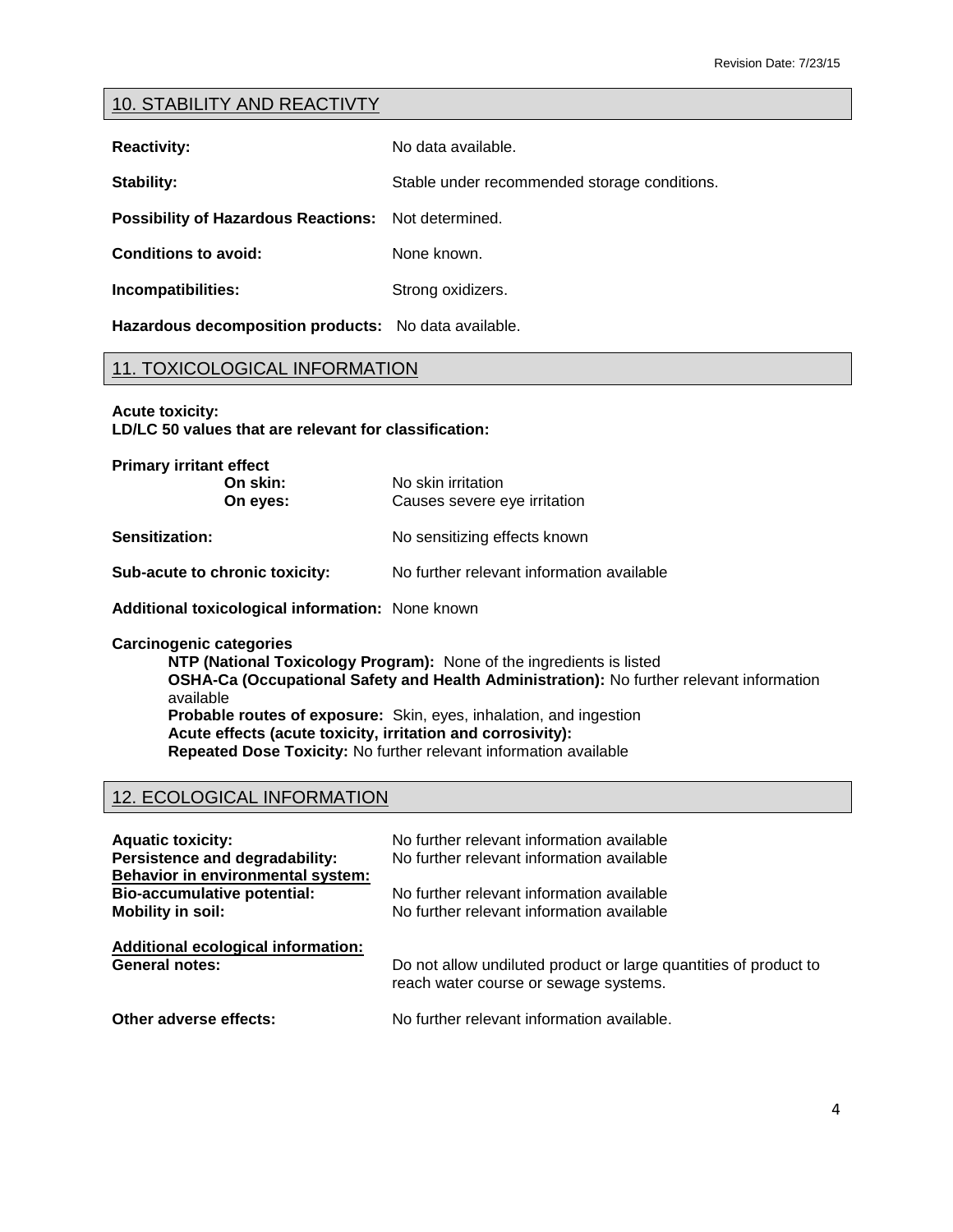## 10. STABILITY AND REACTIVTY

**Reactivity:** No data available.

**Stability:** Stable under recommended storage conditions.

**Possibility of Hazardous Reactions:** Not determined.

**Conditions to avoid:** None known.

**Incompatibilities:** Strong oxidizers.

**Hazardous decomposition products:** No data available.

## 11. TOXICOLOGICAL INFORMATION

**Acute toxicity:**
**LD/LC 50 values that are relevant for classification:**

**Primary irritant effect**
- **On skin:** No skin irritation
- **On eyes:** Causes severe eye irritation

**Sensitization:** No sensitizing effects known

**Sub-acute to chronic toxicity:** No further relevant information available

**Additional toxicological information:** None known

**Carcinogenic categories**

- **NTP (National Toxicology Program):** None of the ingredients is listed
- **OSHA-Ca (Occupational Safety and Health Administration):** No further relevant information available
- **Probable routes of exposure:** Skin, eyes, inhalation, and ingestion
- **Acute effects (acute toxicity, irritation and corrosivity):**
- **Repeated Dose Toxicity:** No further relevant information available

## 12. ECOLOGICAL INFORMATION

**Aquatic toxicity:** No further relevant information available
**Persistence and degradability:** No further relevant information available
**<u>Behavior in environmental system:</u>**
**Bio-accumulative potential:** No further relevant information available
**Mobility in soil:** No further relevant information available

**<u>Additional ecological information:</u>**
**General notes:** Do not allow undiluted product or large quantities of product to reach water course or sewage systems.

**Other adverse effects:** No further relevant information available.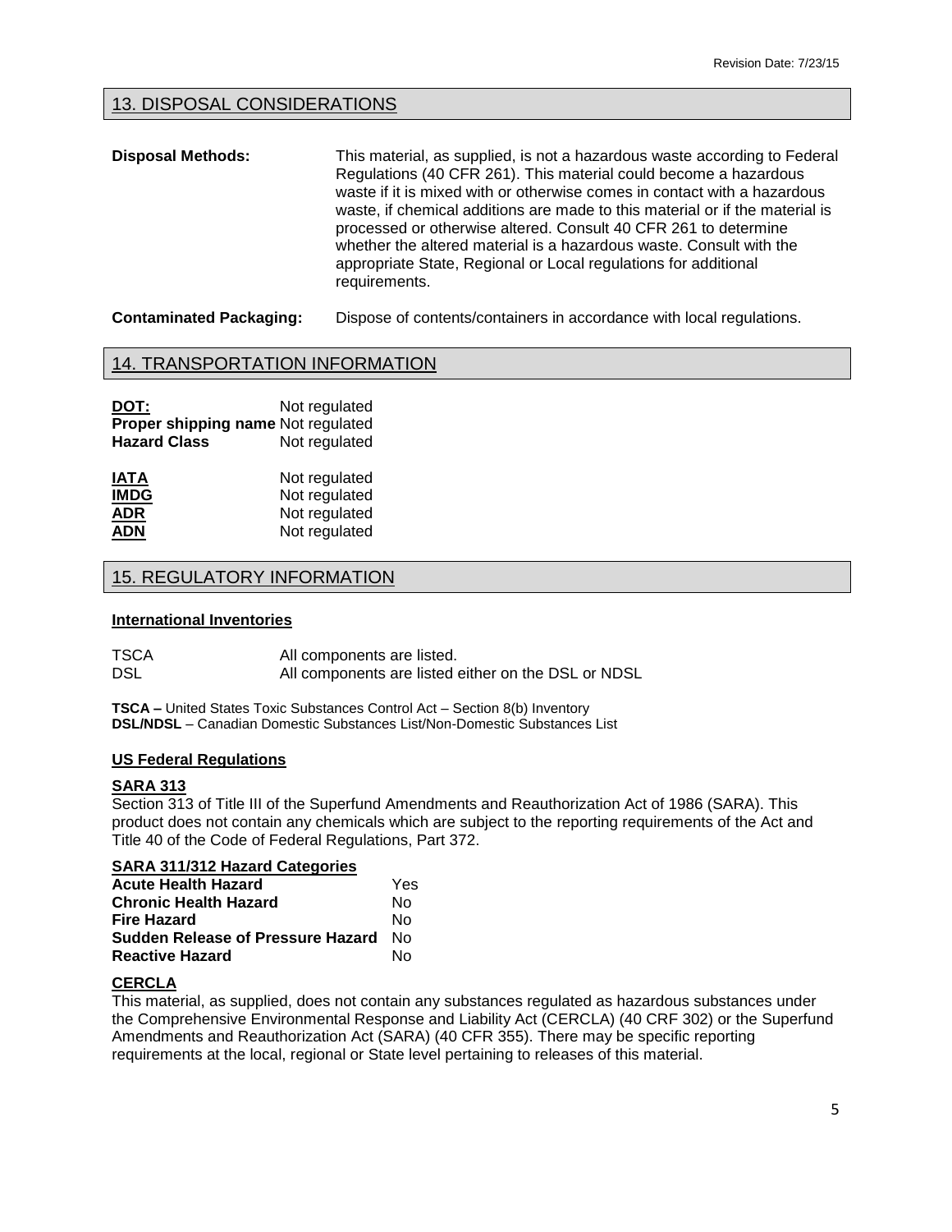## 13. DISPOSAL CONSIDERATIONS

**Disposal Methods:** This material, as supplied, is not a hazardous waste according to Federal Regulations (40 CFR 261). This material could become a hazardous waste if it is mixed with or otherwise comes in contact with a hazardous waste, if chemical additions are made to this material or if the material is processed or otherwise altered. Consult 40 CFR 261 to determine whether the altered material is a hazardous waste. Consult with the appropriate State, Regional or Local regulations for additional requirements.

**Contaminated Packaging:** Dispose of contents/containers in accordance with local regulations.

## 14. TRANSPORTATION INFORMATION

| | |
|---|---|
| **DOT:** | Not regulated |
| **Proper shipping name** | Not regulated |
| **Hazard Class** | Not regulated |

| | |
|---|---|
| **IATA** | Not regulated |
| **IMDG** | Not regulated |
| **ADR** | Not regulated |
| **ADN** | Not regulated |

## 15. REGULATORY INFORMATION

### International Inventories

| | |
|---|---|
| TSCA | All components are listed. |
| DSL | All components are listed either on the DSL or NDSL |

**TSCA –** United States Toxic Substances Control Act – Section 8(b) Inventory
**DSL/NDSL** – Canadian Domestic Substances List/Non-Domestic Substances List

### US Federal Regulations

**SARA 313**

Section 313 of Title III of the Superfund Amendments and Reauthorization Act of 1986 (SARA). This product does not contain any chemicals which are subject to the reporting requirements of the Act and Title 40 of the Code of Federal Regulations, Part 372.

**SARA 311/312 Hazard Categories**

| | |
|---|---|
| **Acute Health Hazard** | Yes |
| **Chronic Health Hazard** | No |
| **Fire Hazard** | No |
| **Sudden Release of Pressure Hazard** | No |
| **Reactive Hazard** | No |

**CERCLA**

This material, as supplied, does not contain any substances regulated as hazardous substances under the Comprehensive Environmental Response and Liability Act (CERCLA) (40 CRF 302) or the Superfund Amendments and Reauthorization Act (SARA) (40 CFR 355). There may be specific reporting requirements at the local, regional or State level pertaining to releases of this material.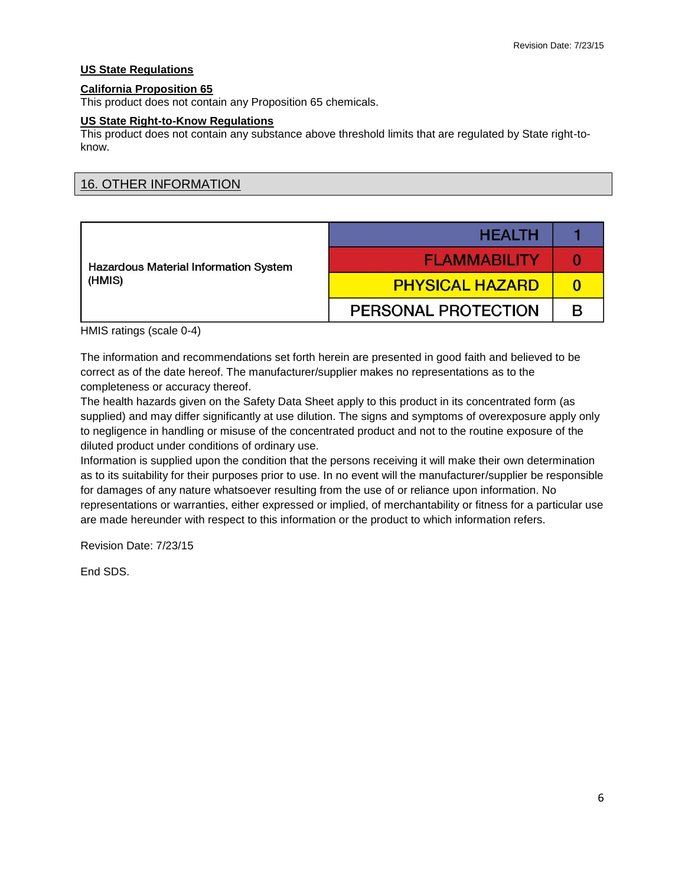## US State Regulations

### California Proposition 65

This product does not contain any Proposition 65 chemicals.

### US State Right-to-Know Regulations

This product does not contain any substance above threshold limits that are regulated by State right-to-know.

## 16. OTHER INFORMATION

| | | |
|---|---|---|
| Hazardous Material Information System (HMIS) | HEALTH | 1 |
| | FLAMMABILITY | 0 |
| | PHYSICAL HAZARD | 0 |
| | PERSONAL PROTECTION | B |

HMIS ratings (scale 0-4)

The information and recommendations set forth herein are presented in good faith and believed to be correct as of the date hereof. The manufacturer/supplier makes no representations as to the completeness or accuracy thereof.
The health hazards given on the Safety Data Sheet apply to this product in its concentrated form (as supplied) and may differ significantly at use dilution. The signs and symptoms of overexposure apply only to negligence in handling or misuse of the concentrated product and not to the routine exposure of the diluted product under conditions of ordinary use.
Information is supplied upon the condition that the persons receiving it will make their own determination as to its suitability for their purposes prior to use. In no event will the manufacturer/supplier be responsible for damages of any nature whatsoever resulting from the use of or reliance upon information. No representations or warranties, either expressed or implied, of merchantability or fitness for a particular use are made hereunder with respect to this information or the product to which information refers.

Revision Date: 7/23/15

End SDS.